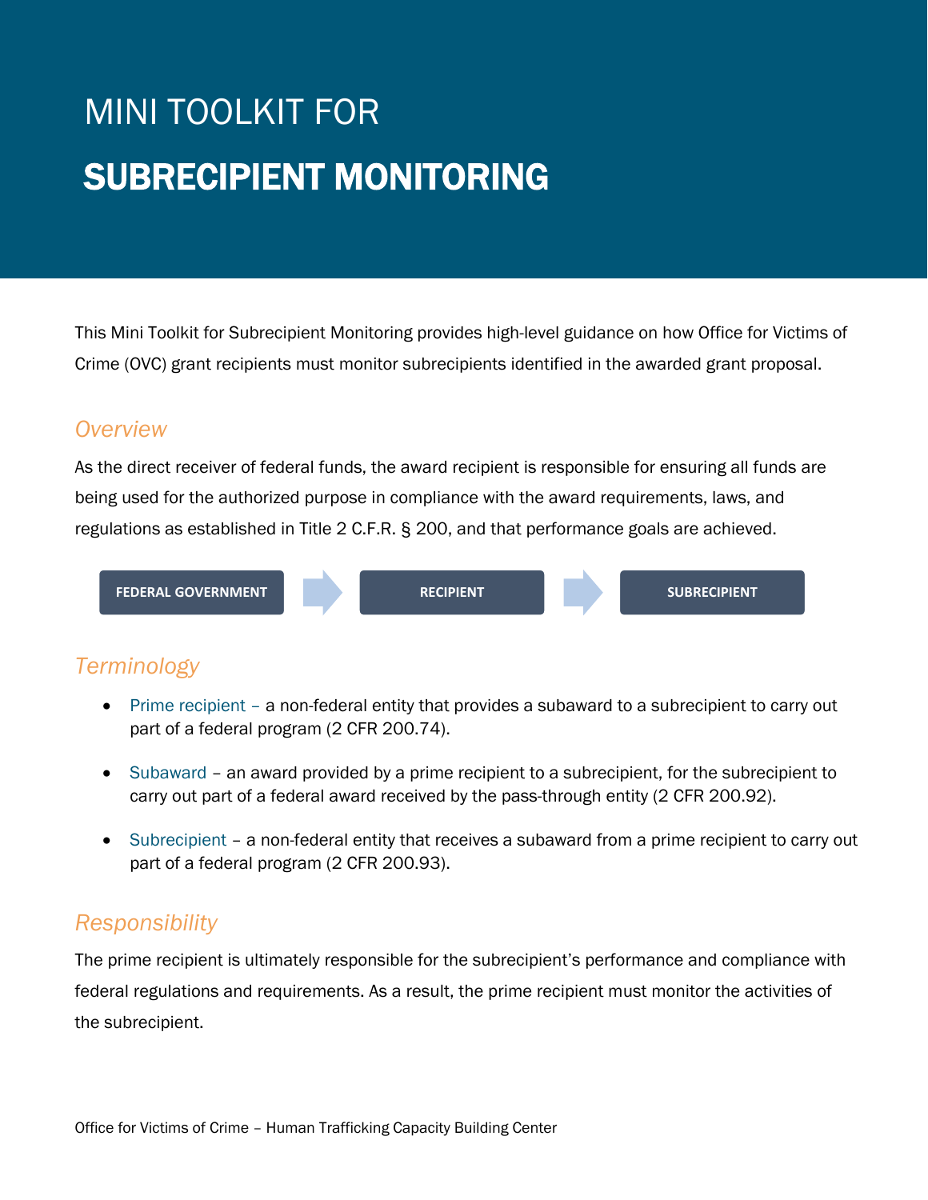# MINI TOOLKIT FOR

# SUBRECIPIENT MONITORING

This Mini Toolkit for Subrecipient Monitoring provides high-level guidance on how Office for Victims of Crime (OVC) grant recipients must monitor subrecipients identified in the awarded grant proposal.

## *Overview*

As the direct receiver of federal funds, the award recipient is responsible for ensuring all funds are being used for the authorized purpose in compliance with the award requirements, laws, and regulations as established in Title 2 C.F.R. § 200, and that performance goals are achieved.

**FEDERAL GOVERNMENT** → **RECIPIENT** → **SUBRECIPIENT**

## *Terminology*

- Prime recipient – a non-federal entity that provides a subaward to a subrecipient to carry out part of a federal program (2 CFR 200.74).
- Subaward – an award provided by a prime recipient to a subrecipient, for the subrecipient to carry out part of a federal award received by the pass-through entity (2 CFR 200.92).
- Subrecipient – a non-federal entity that receives a subaward from a prime recipient to carry out part of a federal program (2 CFR 200.93).

## *Responsibility*

The prime recipient is ultimately responsible for the subrecipient's performance and compliance with federal regulations and requirements. As a result, the prime recipient must monitor the activities of the subrecipient.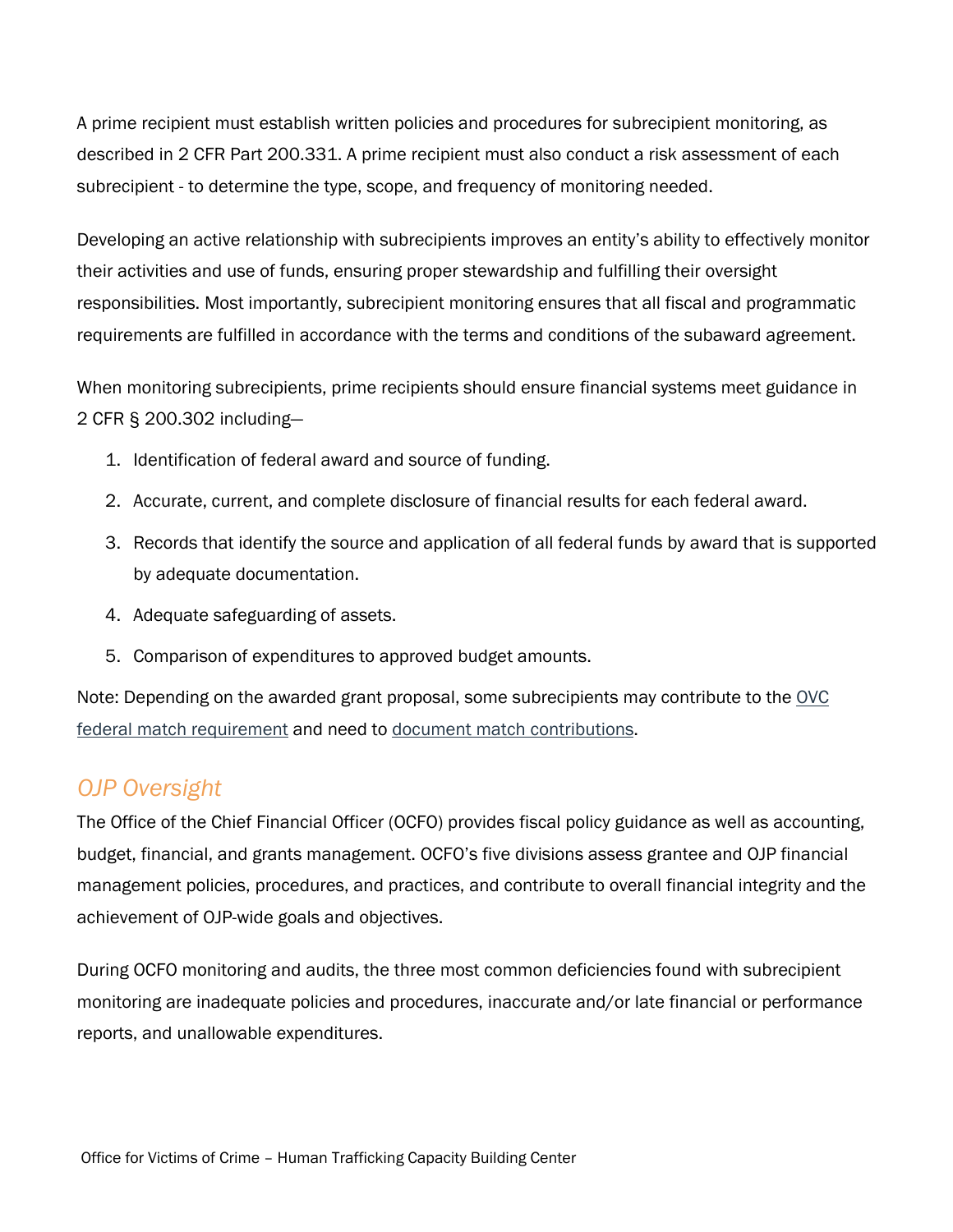A prime recipient must establish written policies and procedures for subrecipient monitoring, as described in 2 CFR Part 200.331. A prime recipient must also conduct a risk assessment of each subrecipient - to determine the type, scope, and frequency of monitoring needed.

Developing an active relationship with subrecipients improves an entity's ability to effectively monitor their activities and use of funds, ensuring proper stewardship and fulfilling their oversight responsibilities. Most importantly, subrecipient monitoring ensures that all fiscal and programmatic requirements are fulfilled in accordance with the terms and conditions of the subaward agreement.

When monitoring subrecipients, prime recipients should ensure financial systems meet guidance in 2 CFR § 200.302 including—

1. Identification of federal award and source of funding.
2. Accurate, current, and complete disclosure of financial results for each federal award.
3. Records that identify the source and application of all federal funds by award that is supported by adequate documentation.
4. Adequate safeguarding of assets.
5. Comparison of expenditures to approved budget amounts.

Note: Depending on the awarded grant proposal, some subrecipients may contribute to the OVC federal match requirement and need to document match contributions.

## *OJP Oversight*

The Office of the Chief Financial Officer (OCFO) provides fiscal policy guidance as well as accounting, budget, financial, and grants management. OCFO's five divisions assess grantee and OJP financial management policies, procedures, and practices, and contribute to overall financial integrity and the achievement of OJP-wide goals and objectives.

During OCFO monitoring and audits, the three most common deficiencies found with subrecipient monitoring are inadequate policies and procedures, inaccurate and/or late financial or performance reports, and unallowable expenditures.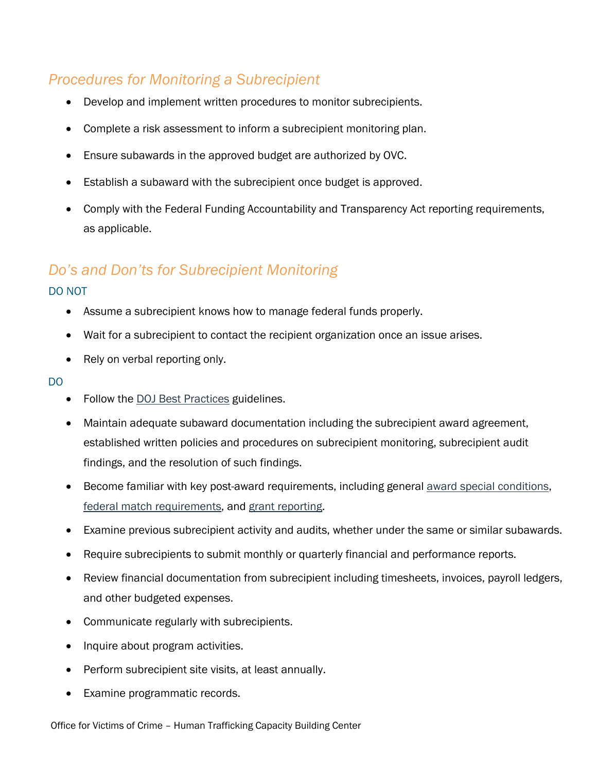## *Procedures for Monitoring a Subrecipient*

- Develop and implement written procedures to monitor subrecipients.
- Complete a risk assessment to inform a subrecipient monitoring plan.
- Ensure subawards in the approved budget are authorized by OVC.
- Establish a subaward with the subrecipient once budget is approved.
- Comply with the Federal Funding Accountability and Transparency Act reporting requirements, as applicable.

## *Do's and Don'ts for Subrecipient Monitoring*

DO NOT

- Assume a subrecipient knows how to manage federal funds properly.
- Wait for a subrecipient to contact the recipient organization once an issue arises.
- Rely on verbal reporting only.

DO

- Follow the DOJ Best Practices guidelines.
- Maintain adequate subaward documentation including the subrecipient award agreement, established written policies and procedures on subrecipient monitoring, subrecipient audit findings, and the resolution of such findings.
- Become familiar with key post-award requirements, including general award special conditions, federal match requirements, and grant reporting.
- Examine previous subrecipient activity and audits, whether under the same or similar subawards.
- Require subrecipients to submit monthly or quarterly financial and performance reports.
- Review financial documentation from subrecipient including timesheets, invoices, payroll ledgers, and other budgeted expenses.
- Communicate regularly with subrecipients.
- Inquire about program activities.
- Perform subrecipient site visits, at least annually.
- Examine programmatic records.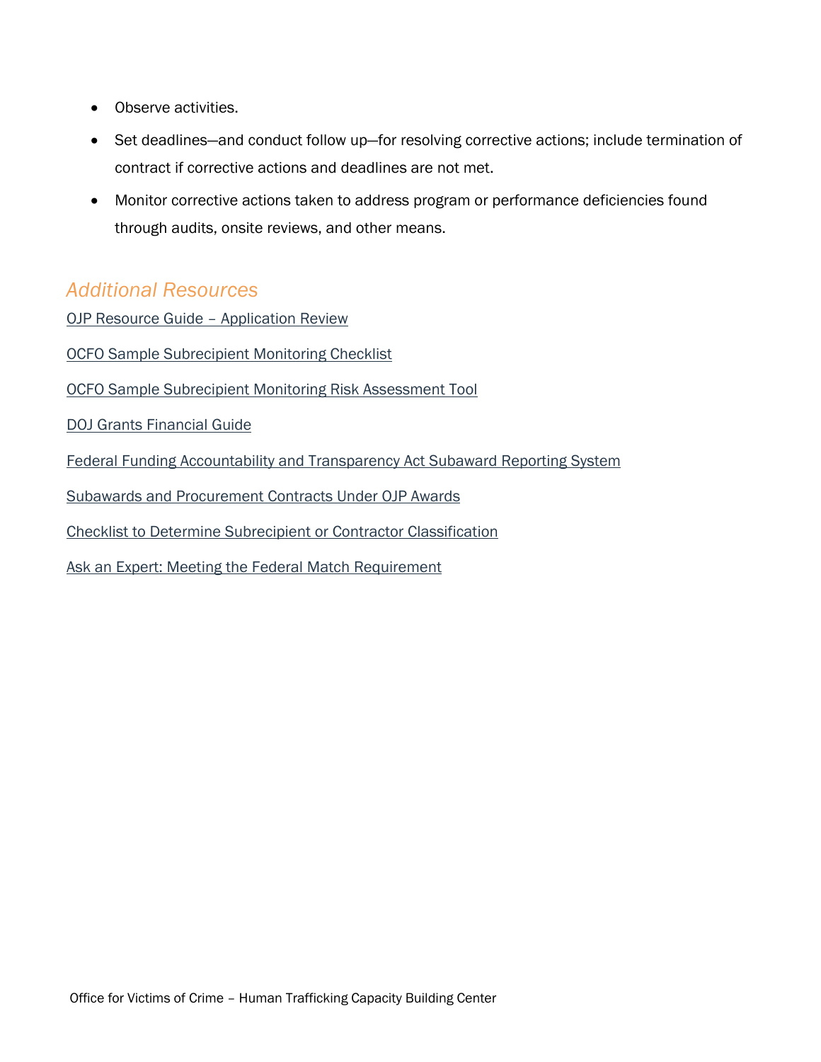- Observe activities.
- Set deadlines—and conduct follow up—for resolving corrective actions; include termination of contract if corrective actions and deadlines are not met.
- Monitor corrective actions taken to address program or performance deficiencies found through audits, onsite reviews, and other means.

## *Additional Resources*

OJP Resource Guide – Application Review

OCFO Sample Subrecipient Monitoring Checklist

OCFO Sample Subrecipient Monitoring Risk Assessment Tool

DOJ Grants Financial Guide

Federal Funding Accountability and Transparency Act Subaward Reporting System

Subawards and Procurement Contracts Under OJP Awards

Checklist to Determine Subrecipient or Contractor Classification

Ask an Expert: Meeting the Federal Match Requirement